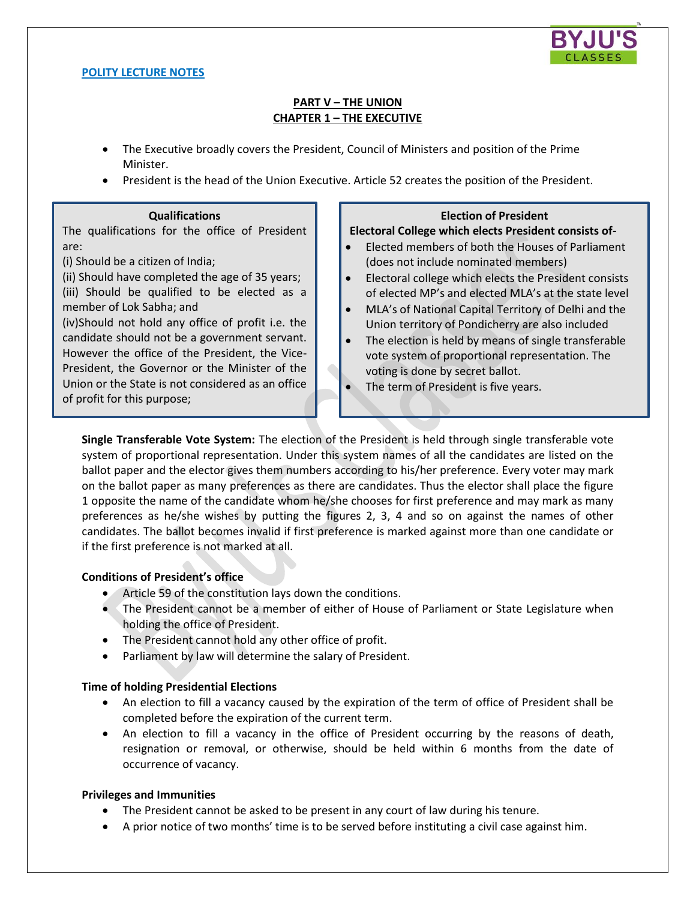**POLITY LECTURE NOTES**

## PART V – THE UNION
## CHAPTER 1 – THE EXECUTIVE

- The Executive broadly covers the President, Council of Ministers and position of the Prime Minister.
- President is the head of the Union Executive. Article 52 creates the position of the President.

### Qualifications

The qualifications for the office of President are:

(i) Should be a citizen of India;

(ii) Should have completed the age of 35 years;

(iii) Should be qualified to be elected as a member of Lok Sabha; and

(iv)Should not hold any office of profit i.e. the candidate should not be a government servant. However the office of the President, the Vice-President, the Governor or the Minister of the Union or the State is not considered as an office of profit for this purpose;

### Election of President

**Electoral College which elects President consists of-**

- Elected members of both the Houses of Parliament (does not include nominated members)
- Electoral college which elects the President consists of elected MP's and elected MLA's at the state level
- MLA's of National Capital Territory of Delhi and the Union territory of Pondicherry are also included
- The election is held by means of single transferable vote system of proportional representation. The voting is done by secret ballot.
- The term of President is five years.

**Single Transferable Vote System:** The election of the President is held through single transferable vote system of proportional representation. Under this system names of all the candidates are listed on the ballot paper and the elector gives them numbers according to his/her preference. Every voter may mark on the ballot paper as many preferences as there are candidates. Thus the elector shall place the figure 1 opposite the name of the candidate whom he/she chooses for first preference and may mark as many preferences as he/she wishes by putting the figures 2, 3, 4 and so on against the names of other candidates. The ballot becomes invalid if first preference is marked against more than one candidate or if the first preference is not marked at all.

### Conditions of President's office

- Article 59 of the constitution lays down the conditions.
- The President cannot be a member of either of House of Parliament or State Legislature when holding the office of President.
- The President cannot hold any other office of profit.
- Parliament by law will determine the salary of President.

### Time of holding Presidential Elections

- An election to fill a vacancy caused by the expiration of the term of office of President shall be completed before the expiration of the current term.
- An election to fill a vacancy in the office of President occurring by the reasons of death, resignation or removal, or otherwise, should be held within 6 months from the date of occurrence of vacancy.

### Privileges and Immunities

- The President cannot be asked to be present in any court of law during his tenure.
- A prior notice of two months' time is to be served before instituting a civil case against him.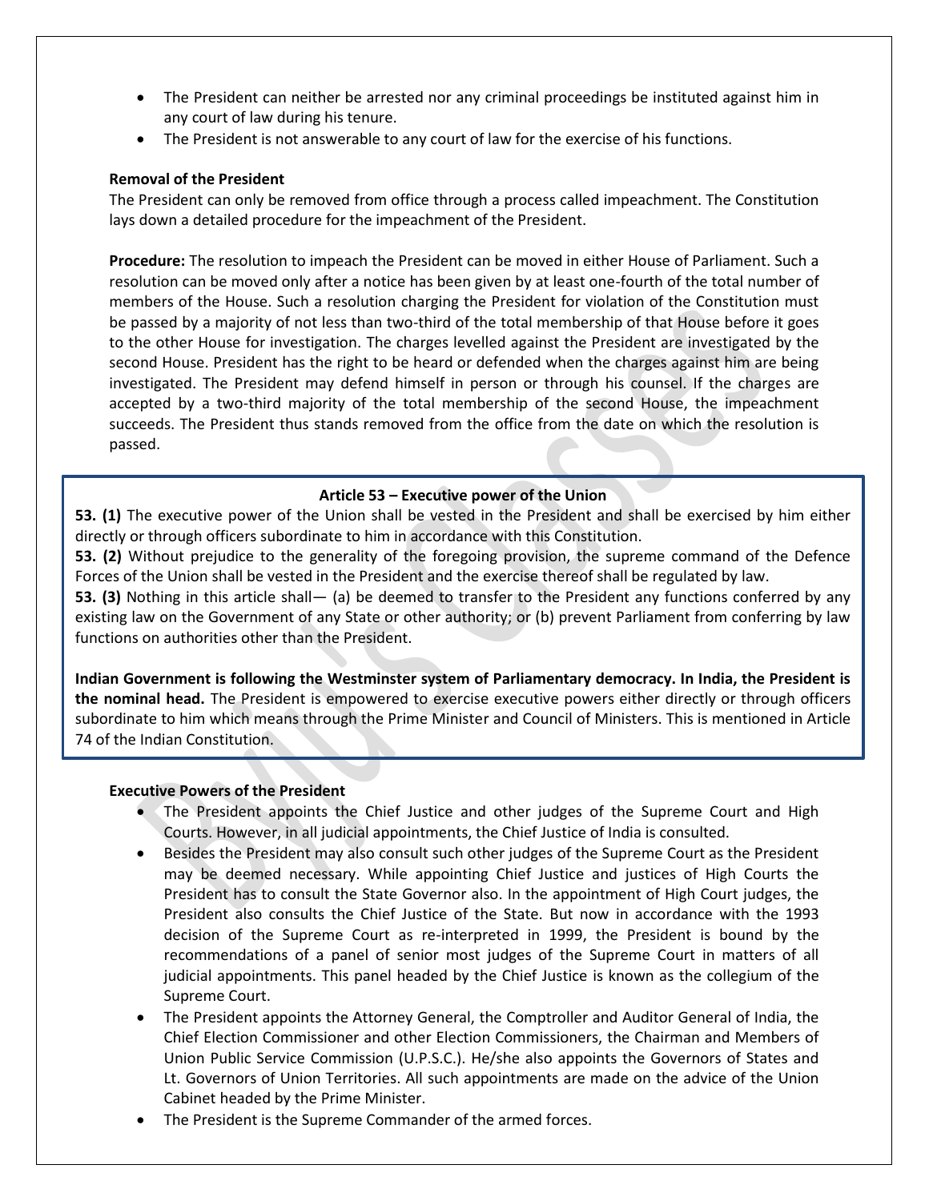- The President can neither be arrested nor any criminal proceedings be instituted against him in any court of law during his tenure.
- The President is not answerable to any court of law for the exercise of his functions.

**Removal of the President**

The President can only be removed from office through a process called impeachment. The Constitution lays down a detailed procedure for the impeachment of the President.

**Procedure:** The resolution to impeach the President can be moved in either House of Parliament. Such a resolution can be moved only after a notice has been given by at least one-fourth of the total number of members of the House. Such a resolution charging the President for violation of the Constitution must be passed by a majority of not less than two-third of the total membership of that House before it goes to the other House for investigation. The charges levelled against the President are investigated by the second House. President has the right to be heard or defended when the charges against him are being investigated. The President may defend himself in person or through his counsel. If the charges are accepted by a two-third majority of the total membership of the second House, the impeachment succeeds. The President thus stands removed from the office from the date on which the resolution is passed.

**Article 53 – Executive power of the Union**

**53. (1)** The executive power of the Union shall be vested in the President and shall be exercised by him either directly or through officers subordinate to him in accordance with this Constitution.

**53. (2)** Without prejudice to the generality of the foregoing provision, the supreme command of the Defence Forces of the Union shall be vested in the President and the exercise thereof shall be regulated by law.

**53. (3)** Nothing in this article shall— (a) be deemed to transfer to the President any functions conferred by any existing law on the Government of any State or other authority; or (b) prevent Parliament from conferring by law functions on authorities other than the President.

**Indian Government is following the Westminster system of Parliamentary democracy. In India, the President is the nominal head.** The President is empowered to exercise executive powers either directly or through officers subordinate to him which means through the Prime Minister and Council of Ministers. This is mentioned in Article 74 of the Indian Constitution.

**Executive Powers of the President**

- The President appoints the Chief Justice and other judges of the Supreme Court and High Courts. However, in all judicial appointments, the Chief Justice of India is consulted.
- Besides the President may also consult such other judges of the Supreme Court as the President may be deemed necessary. While appointing Chief Justice and justices of High Courts the President has to consult the State Governor also. In the appointment of High Court judges, the President also consults the Chief Justice of the State. But now in accordance with the 1993 decision of the Supreme Court as re-interpreted in 1999, the President is bound by the recommendations of a panel of senior most judges of the Supreme Court in matters of all judicial appointments. This panel headed by the Chief Justice is known as the collegium of the Supreme Court.
- The President appoints the Attorney General, the Comptroller and Auditor General of India, the Chief Election Commissioner and other Election Commissioners, the Chairman and Members of Union Public Service Commission (U.P.S.C.). He/she also appoints the Governors of States and Lt. Governors of Union Territories. All such appointments are made on the advice of the Union Cabinet headed by the Prime Minister.
- The President is the Supreme Commander of the armed forces.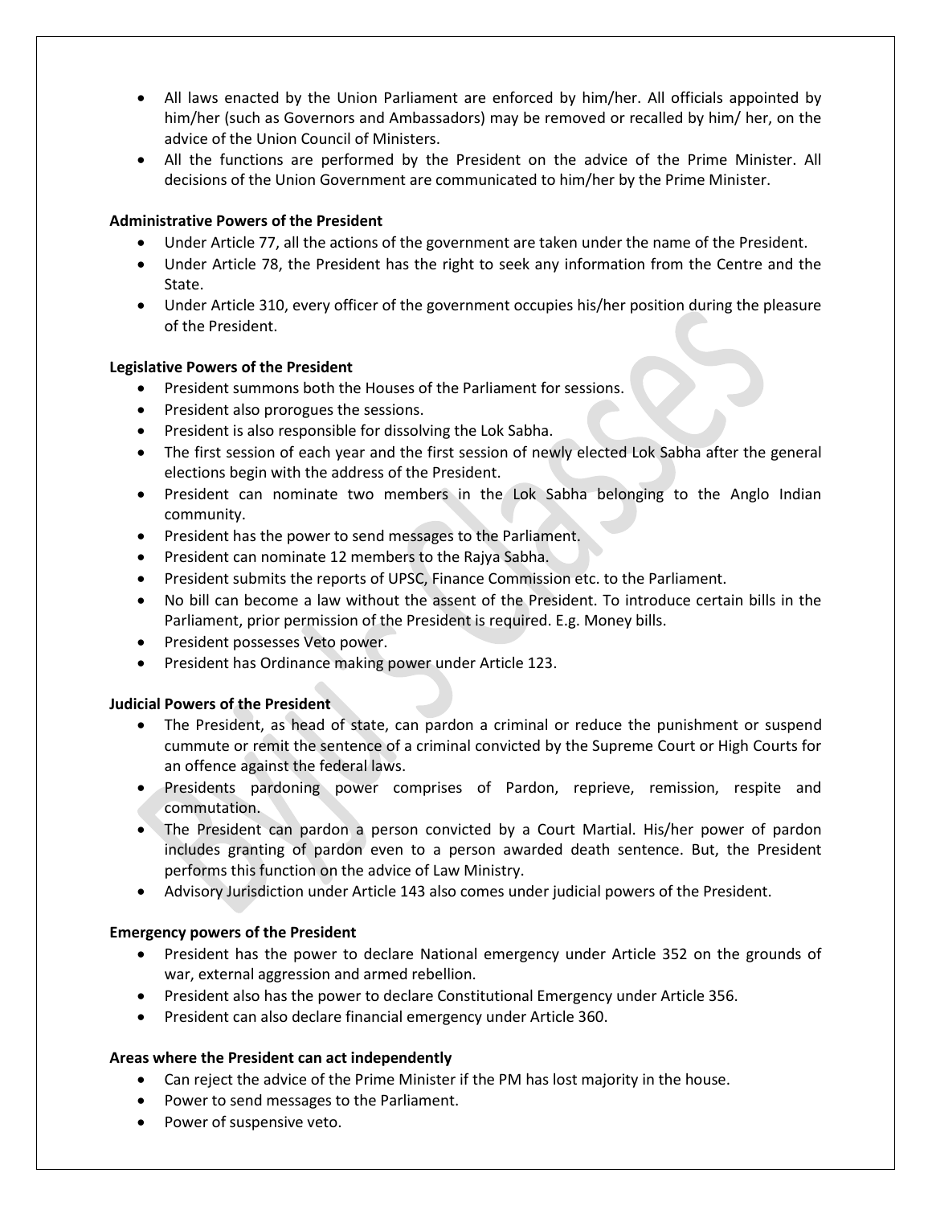- All laws enacted by the Union Parliament are enforced by him/her. All officials appointed by him/her (such as Governors and Ambassadors) may be removed or recalled by him/ her, on the advice of the Union Council of Ministers.
- All the functions are performed by the President on the advice of the Prime Minister. All decisions of the Union Government are communicated to him/her by the Prime Minister.

**Administrative Powers of the President**

- Under Article 77, all the actions of the government are taken under the name of the President.
- Under Article 78, the President has the right to seek any information from the Centre and the State.
- Under Article 310, every officer of the government occupies his/her position during the pleasure of the President.

**Legislative Powers of the President**

- President summons both the Houses of the Parliament for sessions.
- President also prorogues the sessions.
- President is also responsible for dissolving the Lok Sabha.
- The first session of each year and the first session of newly elected Lok Sabha after the general elections begin with the address of the President.
- President can nominate two members in the Lok Sabha belonging to the Anglo Indian community.
- President has the power to send messages to the Parliament.
- President can nominate 12 members to the Rajya Sabha.
- President submits the reports of UPSC, Finance Commission etc. to the Parliament.
- No bill can become a law without the assent of the President. To introduce certain bills in the Parliament, prior permission of the President is required. E.g. Money bills.
- President possesses Veto power.
- President has Ordinance making power under Article 123.

**Judicial Powers of the President**

- The President, as head of state, can pardon a criminal or reduce the punishment or suspend cummute or remit the sentence of a criminal convicted by the Supreme Court or High Courts for an offence against the federal laws.
- Presidents pardoning power comprises of Pardon, reprieve, remission, respite and commutation.
- The President can pardon a person convicted by a Court Martial. His/her power of pardon includes granting of pardon even to a person awarded death sentence. But, the President performs this function on the advice of Law Ministry.
- Advisory Jurisdiction under Article 143 also comes under judicial powers of the President.

**Emergency powers of the President**

- President has the power to declare National emergency under Article 352 on the grounds of war, external aggression and armed rebellion.
- President also has the power to declare Constitutional Emergency under Article 356.
- President can also declare financial emergency under Article 360.

**Areas where the President can act independently**

- Can reject the advice of the Prime Minister if the PM has lost majority in the house.
- Power to send messages to the Parliament.
- Power of suspensive veto.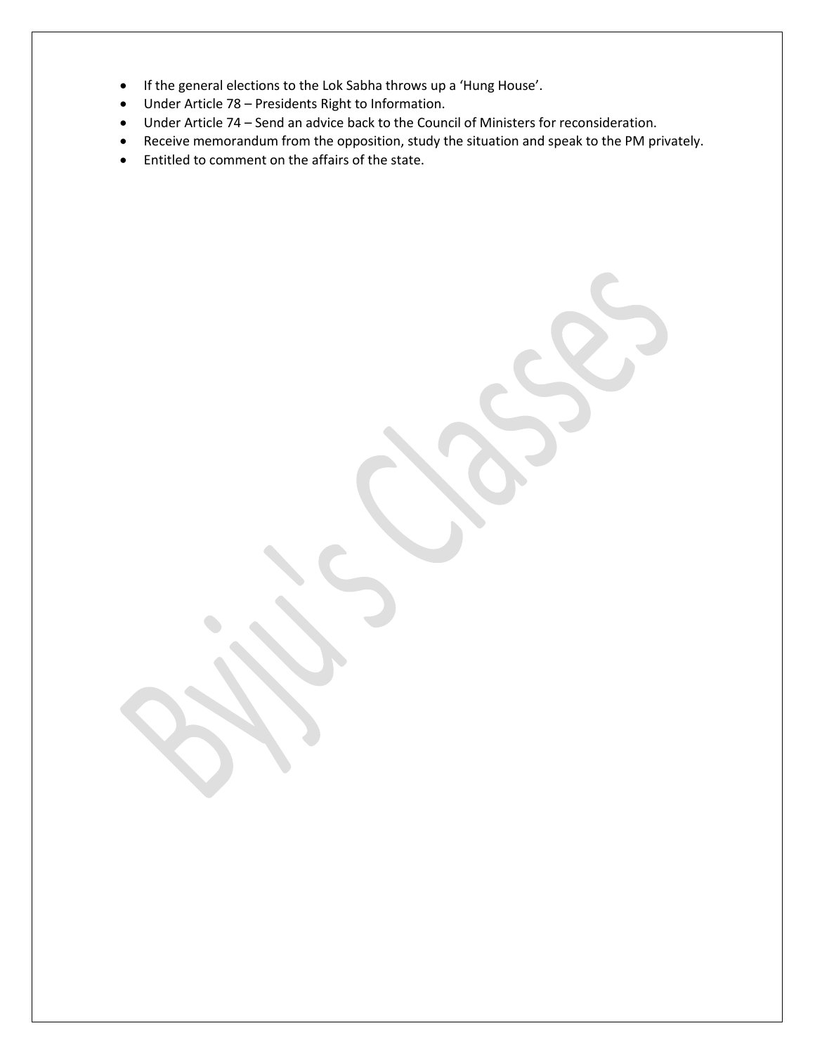- If the general elections to the Lok Sabha throws up a 'Hung House'.
- Under Article 78 – Presidents Right to Information.
- Under Article 74 – Send an advice back to the Council of Ministers for reconsideration.
- Receive memorandum from the opposition, study the situation and speak to the PM privately.
- Entitled to comment on the affairs of the state.